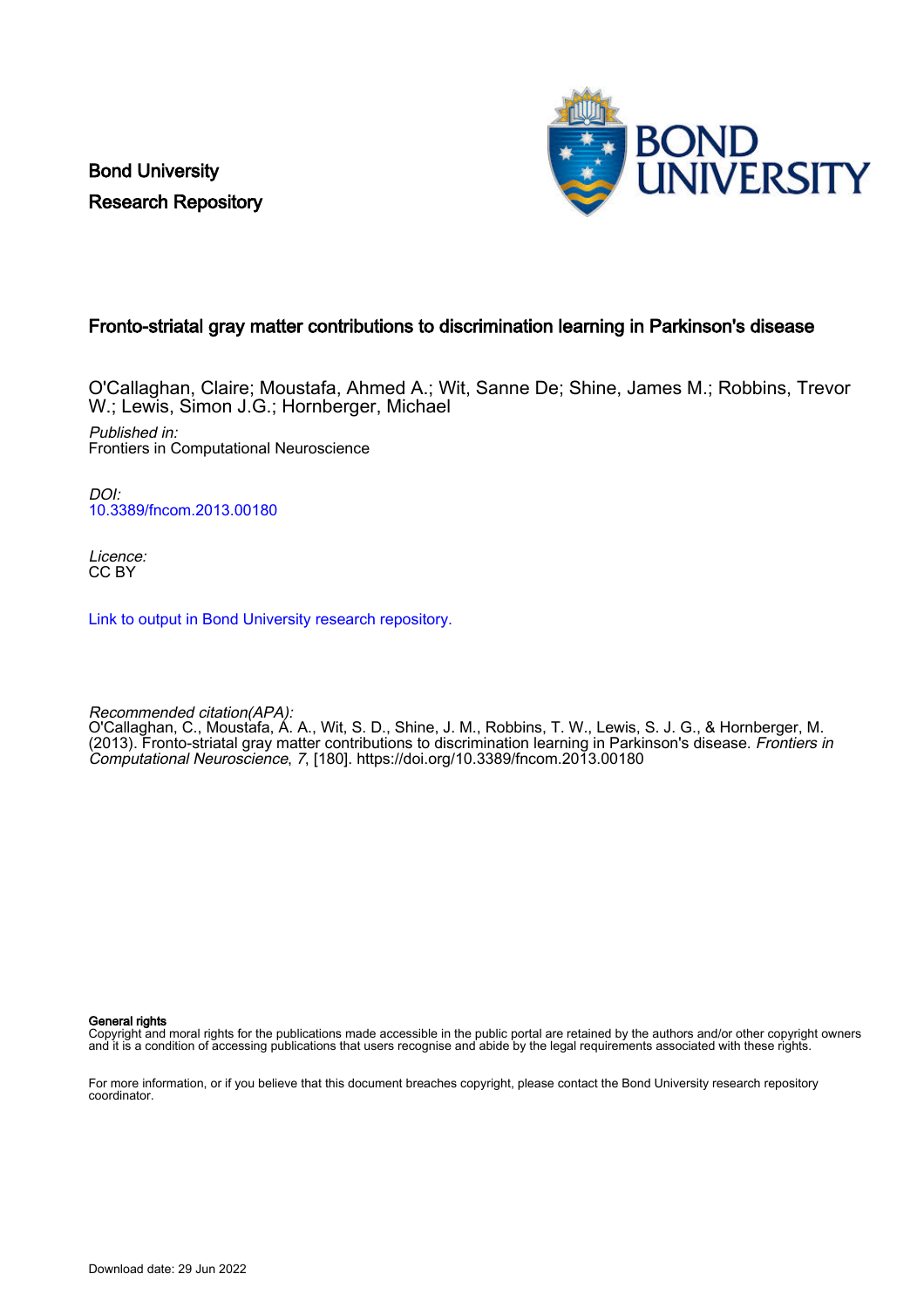Bond University
Research Repository

# Fronto-striatal gray matter contributions to discrimination learning in Parkinson's disease

O'Callaghan, Claire; Moustafa, Ahmed A.; Wit, Sanne De; Shine, James M.; Robbins, Trevor W.; Lewis, Simon J.G.; Hornberger, Michael

*Published in:*
Frontiers in Computational Neuroscience

*DOI:*
10.3389/fncom.2013.00180

*Licence:*
CC BY

Link to output in Bond University research repository.

*Recommended citation(APA):*
O'Callaghan, C., Moustafa, A. A., Wit, S. D., Shine, J. M., Robbins, T. W., Lewis, S. J. G., & Hornberger, M. (2013). Fronto-striatal gray matter contributions to discrimination learning in Parkinson's disease. *Frontiers in Computational Neuroscience*, *7*, [180]. https://doi.org/10.3389/fncom.2013.00180

**General rights**
Copyright and moral rights for the publications made accessible in the public portal are retained by the authors and/or other copyright owners and it is a condition of accessing publications that users recognise and abide by the legal requirements associated with these rights.

For more information, or if you believe that this document breaches copyright, please contact the Bond University research repository coordinator.

Download date: 29 Jun 2022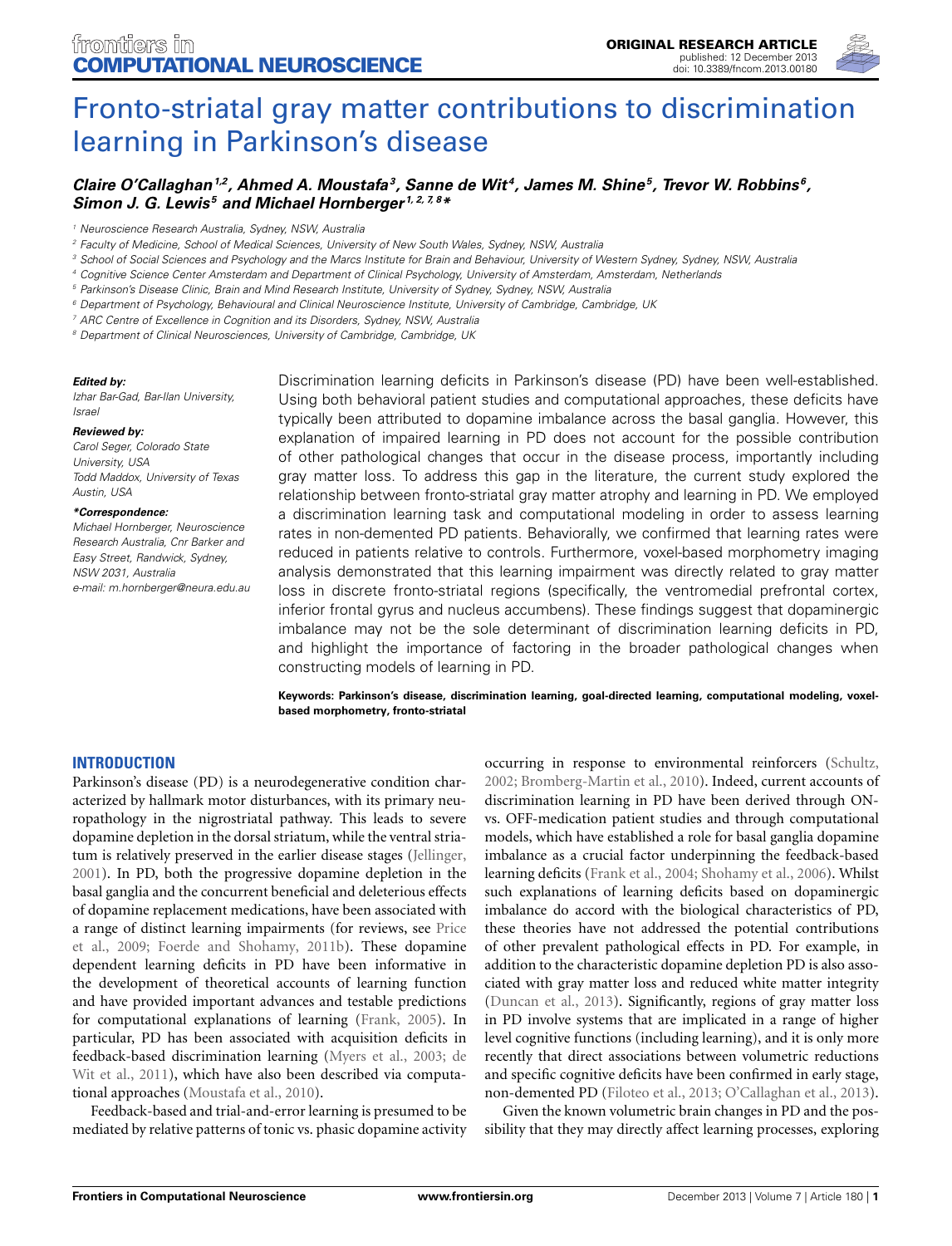# Fronto-striatal gray matter contributions to discrimination learning in Parkinson's disease

***Claire O'Callaghan*** [1,2]***, Ahmed A. Moustafa*** [3]***, Sanne de Wit*** [4]***, James M. Shine*** [5]***, Trevor W. Robbins*** [6]***, Simon J. G. Lewis*** [5] ***and Michael Hornberger*** [1,2,7,8]*****

[1] *Neuroscience Research Australia, Sydney, NSW, Australia*
[2] *Faculty of Medicine, School of Medical Sciences, University of New South Wales, Sydney, NSW, Australia*
[3] *School of Social Sciences and Psychology and the Marcs Institute for Brain and Behaviour, University of Western Sydney, Sydney, NSW, Australia*
[4] *Cognitive Science Center Amsterdam and Department of Clinical Psychology, University of Amsterdam, Amsterdam, Netherlands*
[5] *Parkinson's Disease Clinic, Brain and Mind Research Institute, University of Sydney, Sydney, NSW, Australia*
[6] *Department of Psychology, Behavioural and Clinical Neuroscience Institute, University of Cambridge, Cambridge, UK*
[7] *ARC Centre of Excellence in Cognition and its Disorders, Sydney, NSW, Australia*
[8] *Department of Clinical Neurosciences, University of Cambridge, Cambridge, UK*

***Edited by:***
*Izhar Bar-Gad, Bar-Ilan University, Israel*

***Reviewed by:***
*Carol Seger, Colorado State University, USA*
*Todd Maddox, University of Texas Austin, USA*

****Correspondence:***
*Michael Hornberger, Neuroscience Research Australia, Cnr Barker and Easy Street, Randwick, Sydney, NSW 2031, Australia*
*e-mail: m.hornberger@neura.edu.au*

Discrimination learning deficits in Parkinson's disease (PD) have been well-established. Using both behavioral patient studies and computational approaches, these deficits have typically been attributed to dopamine imbalance across the basal ganglia. However, this explanation of impaired learning in PD does not account for the possible contribution of other pathological changes that occur in the disease process, importantly including gray matter loss. To address this gap in the literature, the current study explored the relationship between fronto-striatal gray matter atrophy and learning in PD. We employed a discrimination learning task and computational modeling in order to assess learning rates in non-demented PD patients. Behaviorally, we confirmed that learning rates were reduced in patients relative to controls. Furthermore, voxel-based morphometry imaging analysis demonstrated that this learning impairment was directly related to gray matter loss in discrete fronto-striatal regions (specifically, the ventromedial prefrontal cortex, inferior frontal gyrus and nucleus accumbens). These findings suggest that dopaminergic imbalance may not be the sole determinant of discrimination learning deficits in PD, and highlight the importance of factoring in the broader pathological changes when constructing models of learning in PD.

**Keywords: Parkinson's disease, discrimination learning, goal-directed learning, computational modeling, voxel-based morphometry, fronto-striatal**

## INTRODUCTION

Parkinson's disease (PD) is a neurodegenerative condition characterized by hallmark motor disturbances, with its primary neuropathology in the nigrostriatal pathway. This leads to severe dopamine depletion in the dorsal striatum, while the ventral striatum is relatively preserved in the earlier disease stages (Jellinger, 2001). In PD, both the progressive dopamine depletion in the basal ganglia and the concurrent beneficial and deleterious effects of dopamine replacement medications, have been associated with a range of distinct learning impairments (for reviews, see Price et al., 2009; Foerde and Shohamy, 2011b). These dopamine dependent learning deficits in PD have been informative in the development of theoretical accounts of learning function and have provided important advances and testable predictions for computational explanations of learning (Frank, 2005). In particular, PD has been associated with acquisition deficits in feedback-based discrimination learning (Myers et al., 2003; de Wit et al., 2011), which have also been described via computational approaches (Moustafa et al., 2010).

Feedback-based and trial-and-error learning is presumed to be mediated by relative patterns of tonic vs. phasic dopamine activity occurring in response to environmental reinforcers (Schultz, 2002; Bromberg-Martin et al., 2010). Indeed, current accounts of discrimination learning in PD have been derived through ON- vs. OFF-medication patient studies and through computational models, which have established a role for basal ganglia dopamine imbalance as a crucial factor underpinning the feedback-based learning deficits (Frank et al., 2004; Shohamy et al., 2006). Whilst such explanations of learning deficits based on dopaminergic imbalance do accord with the biological characteristics of PD, these theories have not addressed the potential contributions of other prevalent pathological effects in PD. For example, in addition to the characteristic dopamine depletion PD is also associated with gray matter loss and reduced white matter integrity (Duncan et al., 2013). Significantly, regions of gray matter loss in PD involve systems that are implicated in a range of higher level cognitive functions (including learning), and it is only more recently that direct associations between volumetric reductions and specific cognitive deficits have been confirmed in early stage, non-demented PD (Filoteo et al., 2013; O'Callaghan et al., 2013).

Given the known volumetric brain changes in PD and the possibility that they may directly affect learning processes, exploring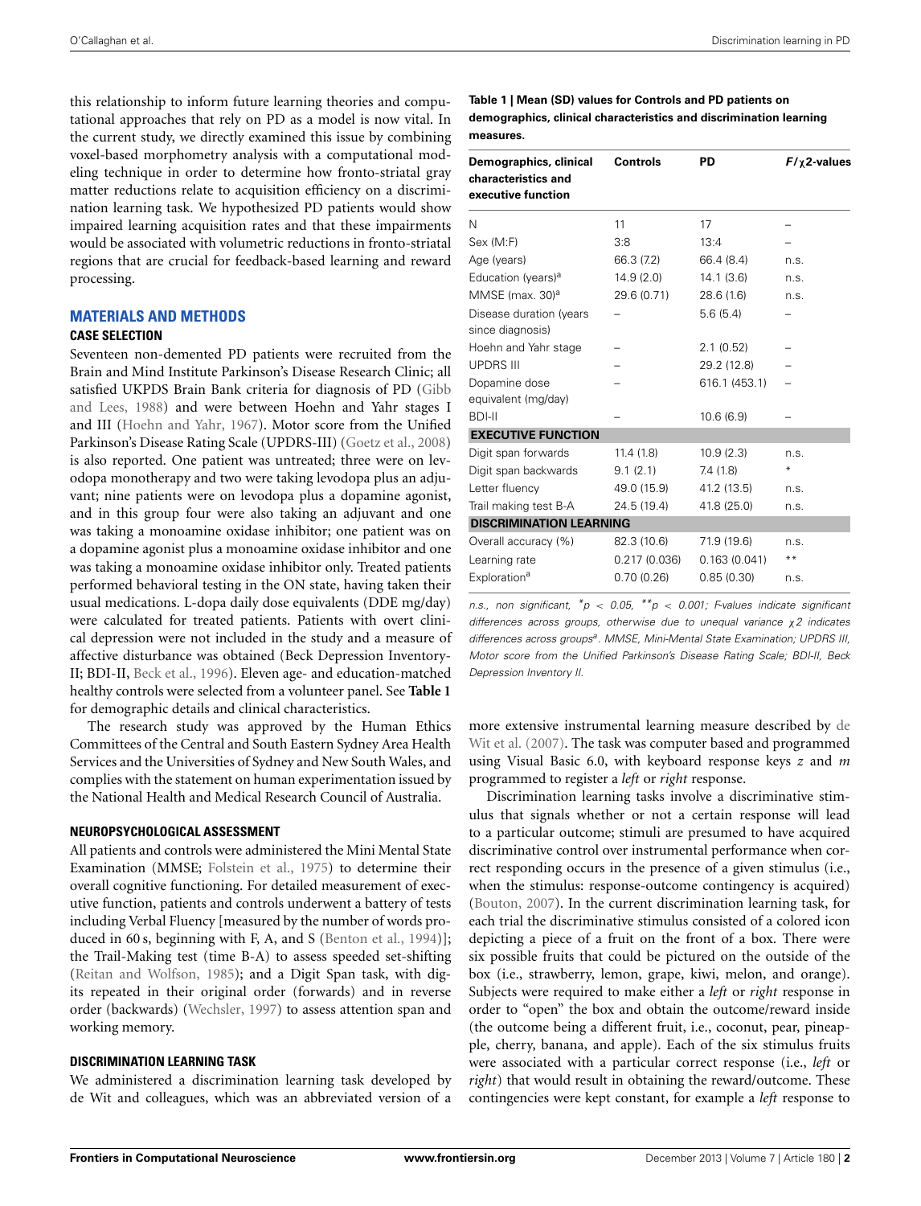this relationship to inform future learning theories and computational approaches that rely on PD as a model is now vital. In the current study, we directly examined this issue by combining voxel-based morphometry analysis with a computational modeling technique in order to determine how fronto-striatal gray matter reductions relate to acquisition efficiency on a discrimination learning task. We hypothesized PD patients would show impaired learning acquisition rates and that these impairments would be associated with volumetric reductions in fronto-striatal regions that are crucial for feedback-based learning and reward processing.

## MATERIALS AND METHODS

### CASE SELECTION

Seventeen non-demented PD patients were recruited from the Brain and Mind Institute Parkinson's Disease Research Clinic; all satisfied UKPDS Brain Bank criteria for diagnosis of PD (Gibb and Lees, 1988) and were between Hoehn and Yahr stages I and III (Hoehn and Yahr, 1967). Motor score from the Unified Parkinson's Disease Rating Scale (UPDRS-III) (Goetz et al., 2008) is also reported. One patient was untreated; three were on levodopa monotherapy and two were taking levodopa plus an adjuvant; nine patients were on levodopa plus a dopamine agonist, and in this group four were also taking an adjuvant and one was taking a monoamine oxidase inhibitor; one patient was on a dopamine agonist plus a monoamine oxidase inhibitor and one was taking a monoamine oxidase inhibitor only. Treated patients performed behavioral testing in the ON state, having taken their usual medications. L-dopa daily dose equivalents (DDE mg/day) were calculated for treated patients. Patients with overt clinical depression were not included in the study and a measure of affective disturbance was obtained (Beck Depression Inventory-II; BDI-II, Beck et al., 1996). Eleven age- and education-matched healthy controls were selected from a volunteer panel. See **Table 1** for demographic details and clinical characteristics.

The research study was approved by the Human Ethics Committees of the Central and South Eastern Sydney Area Health Services and the Universities of Sydney and New South Wales, and complies with the statement on human experimentation issued by the National Health and Medical Research Council of Australia.

### NEUROPSYCHOLOGICAL ASSESSMENT

All patients and controls were administered the Mini Mental State Examination (MMSE; Folstein et al., 1975) to determine their overall cognitive functioning. For detailed measurement of executive function, patients and controls underwent a battery of tests including Verbal Fluency [measured by the number of words produced in 60 s, beginning with F, A, and S (Benton et al., 1994)]; the Trail-Making test (time B-A) to assess speeded set-shifting (Reitan and Wolfson, 1985); and a Digit Span task, with digits repeated in their original order (forwards) and in reverse order (backwards) (Wechsler, 1997) to assess attention span and working memory.

### DISCRIMINATION LEARNING TASK

We administered a discrimination learning task developed by de Wit and colleagues, which was an abbreviated version of a more extensive instrumental learning measure described by de Wit et al. (2007). The task was computer based and programmed using Visual Basic 6.0, with keyboard response keys *z* and *m* programmed to register a *left* or *right* response.

**Table 1 | Mean (SD) values for Controls and PD patients on demographics, clinical characteristics and discrimination learning measures.**

| Demographics, clinical characteristics and executive function | Controls | PD | $F/\chi 2$-values |
|---|---|---|---|
| N | 11 | 17 | – |
| Sex (M:F) | 3:8 | 13:4 | – |
| Age (years) | 66.3 (7.2) | 66.4 (8.4) | n.s. |
| Education (years)[a] | 14.9 (2.0) | 14.1 (3.6) | n.s. |
| MMSE (max. 30)[a] | 29.6 (0.71) | 28.6 (1.6) | n.s. |
| Disease duration (years since diagnosis) | – | 5.6 (5.4) | – |
| Hoehn and Yahr stage | – | 2.1 (0.52) | – |
| UPDRS III | – | 29.2 (12.8) | – |
| Dopamine dose equivalent (mg/day) | – | 616.1 (453.1) | – |
| BDI-II | – | 10.6 (6.9) | – |
| **EXECUTIVE FUNCTION** | | | |
| Digit span forwards | 11.4 (1.8) | 10.9 (2.3) | n.s. |
| Digit span backwards | 9.1 (2.1) | 7.4 (1.8) | * |
| Letter fluency | 49.0 (15.9) | 41.2 (13.5) | n.s. |
| Trail making test B-A | 24.5 (19.4) | 41.8 (25.0) | n.s. |
| **DISCRIMINATION LEARNING** | | | |
| Overall accuracy (%) | 82.3 (10.6) | 71.9 (19.6) | n.s. |
| Learning rate | 0.217 (0.036) | 0.163 (0.041) | ** |
| Exploration[a] | 0.70 (0.26) | 0.85 (0.30) | n.s. |

*n.s., non significant, *$p < 0.05$, **$p < 0.001$; F-values indicate significant differences across groups, otherwise due to unequal variance $\chi 2$ indicates differences across groups[a]. MMSE, Mini-Mental State Examination; UPDRS III, Motor score from the Unified Parkinson's Disease Rating Scale; BDI-II, Beck Depression Inventory II.*

Discrimination learning tasks involve a discriminative stimulus that signals whether or not a certain response will lead to a particular outcome; stimuli are presumed to have acquired discriminative control over instrumental performance when correct responding occurs in the presence of a given stimulus (i.e., when the stimulus: response-outcome contingency is acquired) (Bouton, 2007). In the current discrimination learning task, for each trial the discriminative stimulus consisted of a colored icon depicting a piece of a fruit on the front of a box. There were six possible fruits that could be pictured on the outside of the box (i.e., strawberry, lemon, grape, kiwi, melon, and orange). Subjects were required to make either a *left* or *right* response in order to "open" the box and obtain the outcome/reward inside (the outcome being a different fruit, i.e., coconut, pear, pineapple, cherry, banana, and apple). Each of the six stimulus fruits were associated with a particular correct response (i.e., *left* or *right*) that would result in obtaining the reward/outcome. These contingencies were kept constant, for example a *left* response to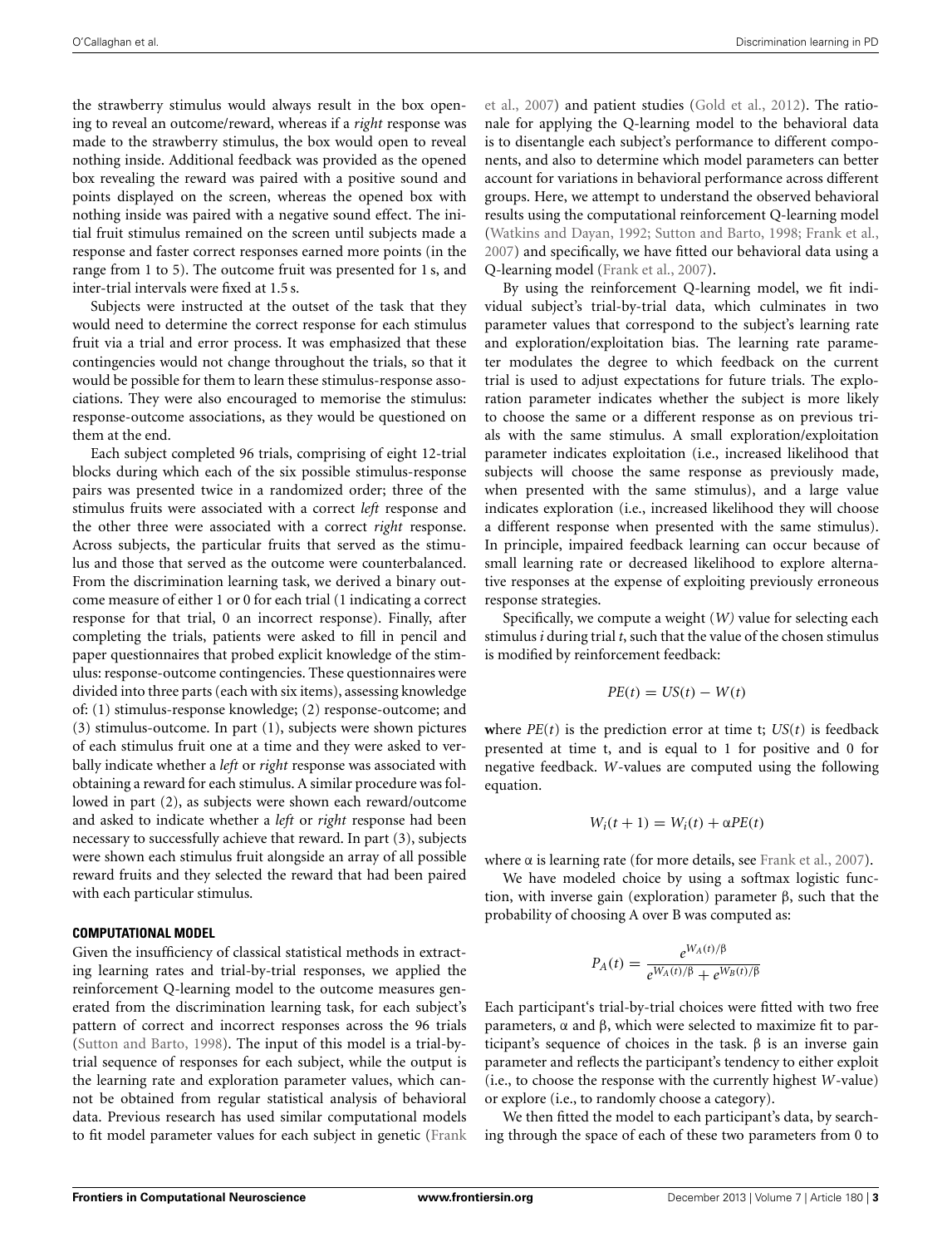the strawberry stimulus would always result in the box opening to reveal an outcome/reward, whereas if a *right* response was made to the strawberry stimulus, the box would open to reveal nothing inside. Additional feedback was provided as the opened box revealing the reward was paired with a positive sound and points displayed on the screen, whereas the opened box with nothing inside was paired with a negative sound effect. The initial fruit stimulus remained on the screen until subjects made a response and faster correct responses earned more points (in the range from 1 to 5). The outcome fruit was presented for 1 s, and inter-trial intervals were fixed at 1.5 s.

Subjects were instructed at the outset of the task that they would need to determine the correct response for each stimulus fruit via a trial and error process. It was emphasized that these contingencies would not change throughout the trials, so that it would be possible for them to learn these stimulus-response associations. They were also encouraged to memorise the stimulus: response-outcome associations, as they would be questioned on them at the end.

Each subject completed 96 trials, comprising of eight 12-trial blocks during which each of the six possible stimulus-response pairs was presented twice in a randomized order; three of the stimulus fruits were associated with a correct *left* response and the other three were associated with a correct *right* response. Across subjects, the particular fruits that served as the stimulus and those that served as the outcome were counterbalanced. From the discrimination learning task, we derived a binary outcome measure of either 1 or 0 for each trial (1 indicating a correct response for that trial, 0 an incorrect response). Finally, after completing the trials, patients were asked to fill in pencil and paper questionnaires that probed explicit knowledge of the stimulus: response-outcome contingencies. These questionnaires were divided into three parts (each with six items), assessing knowledge of: (1) stimulus-response knowledge; (2) response-outcome; and (3) stimulus-outcome. In part (1), subjects were shown pictures of each stimulus fruit one at a time and they were asked to verbally indicate whether a *left* or *right* response was associated with obtaining a reward for each stimulus. A similar procedure was followed in part (2), as subjects were shown each reward/outcome and asked to indicate whether a *left* or *right* response had been necessary to successfully achieve that reward. In part (3), subjects were shown each stimulus fruit alongside an array of all possible reward fruits and they selected the reward that had been paired with each particular stimulus.

### COMPUTATIONAL MODEL

Given the insufficiency of classical statistical methods in extracting learning rates and trial-by-trial responses, we applied the reinforcement Q-learning model to the outcome measures generated from the discrimination learning task, for each subject's pattern of correct and incorrect responses across the 96 trials (Sutton and Barto, 1998). The input of this model is a trial-by-trial sequence of responses for each subject, while the output is the learning rate and exploration parameter values, which cannot be obtained from regular statistical analysis of behavioral data. Previous research has used similar computational models to fit model parameter values for each subject in genetic (Frank et al., 2007) and patient studies (Gold et al., 2012). The rationale for applying the Q-learning model to the behavioral data is to disentangle each subject's performance to different components, and also to determine which model parameters can better account for variations in behavioral performance across different groups. Here, we attempt to understand the observed behavioral results using the computational reinforcement Q-learning model (Watkins and Dayan, 1992; Sutton and Barto, 1998; Frank et al., 2007) and specifically, we have fitted our behavioral data using a Q-learning model (Frank et al., 2007).

By using the reinforcement Q-learning model, we fit individual subject's trial-by-trial data, which culminates in two parameter values that correspond to the subject's learning rate and exploration/exploitation bias. The learning rate parameter modulates the degree to which feedback on the current trial is used to adjust expectations for future trials. The exploration parameter indicates whether the subject is more likely to choose the same or a different response as on previous trials with the same stimulus. A small exploration/exploitation parameter indicates exploitation (i.e., increased likelihood that subjects will choose the same response as previously made, when presented with the same stimulus), and a large value indicates exploration (i.e., increased likelihood they will choose a different response when presented with the same stimulus). In principle, impaired feedback learning can occur because of small learning rate or decreased likelihood to explore alternative responses at the expense of exploiting previously erroneous response strategies.

Specifically, we compute a weight (*W)* value for selecting each stimulus *i* during trial *t*, such that the value of the chosen stimulus is modified by reinforcement feedback:

$$PE(t) = US(t) - W(t)$$

where $PE(t)$ is the prediction error at time t; $US(t)$ is feedback presented at time t, and is equal to 1 for positive and 0 for negative feedback. $W$-values are computed using the following equation.

$$W_i(t + 1) = W_i(t) + \alpha PE(t)$$

where α is learning rate (for more details, see Frank et al., 2007).

We have modeled choice by using a softmax logistic function, with inverse gain (exploration) parameter β, such that the probability of choosing A over B was computed as:

$$P_A(t) = \frac{e^{W_A(t)/\beta}}{e^{W_A(t)/\beta} + e^{W_B(t)/\beta}}$$

Each participant's trial-by-trial choices were fitted with two free parameters, α and β, which were selected to maximize fit to participant's sequence of choices in the task. β is an inverse gain parameter and reflects the participant's tendency to either exploit (i.e., to choose the response with the currently highest $W$-value) or explore (i.e., to randomly choose a category).

We then fitted the model to each participant's data, by searching through the space of each of these two parameters from 0 to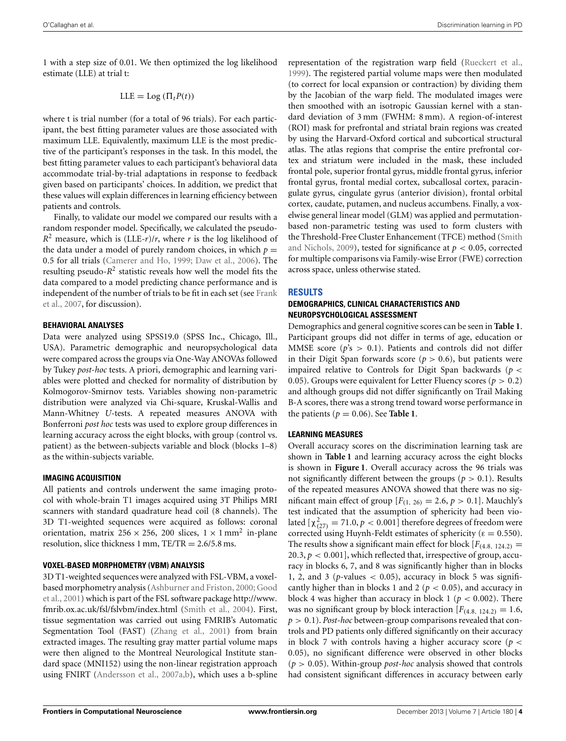1 with a step size of 0.01. We then optimized the log likelihood estimate (LLE) at trial t:

$$\text{LLE} = \text{Log}\,(\Pi_t P(t))$$

where t is trial number (for a total of 96 trials). For each participant, the best fitting parameter values are those associated with maximum LLE. Equivalently, maximum LLE is the most predictive of the participant's responses in the task. In this model, the best fitting parameter values to each participant's behavioral data accommodate trial-by-trial adaptations in response to feedback given based on participants' choices. In addition, we predict that these values will explain differences in learning efficiency between patients and controls.

Finally, to validate our model we compared our results with a random responder model. Specifically, we calculated the pseudo-$R^2$ measure, which is (LLE-$r$)/$r$, where $r$ is the log likelihood of the data under a model of purely random choices, in which $p = 0.5$ for all trials (Camerer and Ho, 1999; Daw et al., 2006). The resulting pseudo-$R^2$ statistic reveals how well the model fits the data compared to a model predicting chance performance and is independent of the number of trials to be fit in each set (see Frank et al., 2007, for discussion).

### BEHAVIORAL ANALYSES

Data were analyzed using SPSS19.0 (SPSS Inc., Chicago, Ill., USA). Parametric demographic and neuropsychological data were compared across the groups via One-Way ANOVAs followed by Tukey *post-hoc* tests. A priori, demographic and learning variables were plotted and checked for normality of distribution by Kolmogorov-Smirnov tests. Variables showing non-parametric distribution were analyzed via Chi-square, Kruskal-Wallis and Mann-Whitney *U*-tests. A repeated measures ANOVA with Bonferroni *post hoc* tests was used to explore group differences in learning accuracy across the eight blocks, with group (control vs. patient) as the between-subjects variable and block (blocks 1–8) as the within-subjects variable.

### IMAGING ACQUISITION

All patients and controls underwent the same imaging protocol with whole-brain T1 images acquired using 3T Philips MRI scanners with standard quadrature head coil (8 channels). The 3D T1-weighted sequences were acquired as follows: coronal orientation, matrix 256 × 256, 200 slices, 1 × 1 mm$^2$ in-plane resolution, slice thickness 1 mm, TE/TR = 2.6/5.8 ms.

### VOXEL-BASED MORPHOMETRY (VBM) ANALYSIS

3D T1-weighted sequences were analyzed with FSL-VBM, a voxel-based morphometry analysis (Ashburner and Friston, 2000; Good et al., 2001) which is part of the FSL software package http://www.fmrib.ox.ac.uk/fsl/fslvbm/index.html (Smith et al., 2004). First, tissue segmentation was carried out using FMRIB's Automatic Segmentation Tool (FAST) (Zhang et al., 2001) from brain extracted images. The resulting gray matter partial volume maps were then aligned to the Montreal Neurological Institute standard space (MNI152) using the non-linear registration approach using FNIRT (Andersson et al., 2007a,b), which uses a b-spline representation of the registration warp field (Rueckert et al., 1999). The registered partial volume maps were then modulated (to correct for local expansion or contraction) by dividing them by the Jacobian of the warp field. The modulated images were then smoothed with an isotropic Gaussian kernel with a standard deviation of 3 mm (FWHM: 8 mm). A region-of-interest (ROI) mask for prefrontal and striatal brain regions was created by using the Harvard-Oxford cortical and subcortical structural atlas. The atlas regions that comprise the entire prefrontal cortex and striatum were included in the mask, these included frontal pole, superior frontal gyrus, middle frontal gyrus, inferior frontal gyrus, frontal medial cortex, subcallosal cortex, paracingulate gyrus, cingulate gyrus (anterior division), frontal orbital cortex, caudate, putamen, and nucleus accumbens. Finally, a voxelwise general linear model (GLM) was applied and permutation-based non-parametric testing was used to form clusters with the Threshold-Free Cluster Enhancement (TFCE) method (Smith and Nichols, 2009), tested for significance at $p < 0.05$, corrected for multiple comparisons via Family-wise Error (FWE) correction across space, unless otherwise stated.

## RESULTS

### DEMOGRAPHICS, CLINICAL CHARACTERISTICS AND NEUROPSYCHOLOGICAL ASSESSMENT

Demographics and general cognitive scores can be seen in **Table 1**. Participant groups did not differ in terms of age, education or MMSE score ($p$'s $> 0.1$). Patients and controls did not differ in their Digit Span forwards score ($p > 0.6$), but patients were impaired relative to Controls for Digit Span backwards ($p < 0.05$). Groups were equivalent for Letter Fluency scores ($p > 0.2$) and although groups did not differ significantly on Trail Making B-A scores, there was a strong trend toward worse performance in the patients ($p = 0.06$). See **Table 1**.

### LEARNING MEASURES

Overall accuracy scores on the discrimination learning task are shown in **Table 1** and learning accuracy across the eight blocks is shown in **Figure 1**. Overall accuracy across the 96 trials was not significantly different between the groups ($p > 0.1$). Results of the repeated measures ANOVA showed that there was no significant main effect of group [$F_{(1,\,26)} = 2.6$, $p > 0.1$]. Mauchly's test indicated that the assumption of sphericity had been violated [$\chi^2_{(27)} = 71.0$, $p < 0.001$] therefore degrees of freedom were corrected using Huynh-Feldt estimates of sphericity ($\varepsilon = 0.550$). The results show a significant main effect for block [$F_{(4.8,\,124.2)} = 20.3$, $p < 0.001$], which reflected that, irrespective of group, accuracy in blocks 6, 7, and 8 was significantly higher than in blocks 1, 2, and 3 ($p$-values $< 0.05$), accuracy in block 5 was significantly higher than in blocks 1 and 2 ($p < 0.05$), and accuracy in block 4 was higher than accuracy in block 1 ($p < 0.002$). There was no significant group by block interaction [$F_{(4.8,\,124.2)} = 1.6$, $p > 0.1$). *Post-hoc* between-group comparisons revealed that controls and PD patients only differed significantly on their accuracy in block 7 with controls having a higher accuracy score ($p < 0.05$), no significant difference were observed in other blocks ($p > 0.05$). Within-group *post-hoc* analysis showed that controls had consistent significant differences in accuracy between early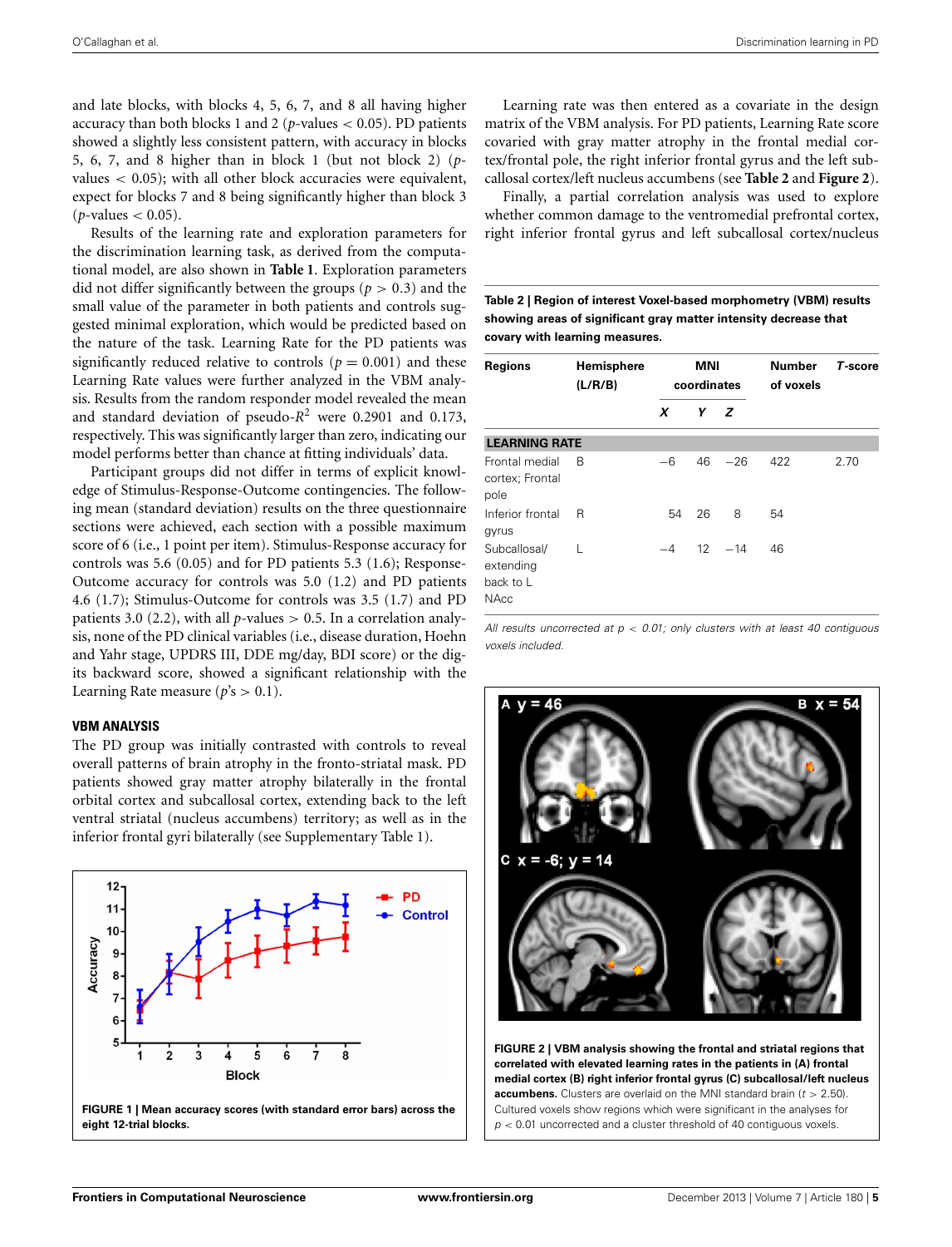and late blocks, with blocks 4, 5, 6, 7, and 8 all having higher accuracy than both blocks 1 and 2 ($p$-values $< 0.05$). PD patients showed a slightly less consistent pattern, with accuracy in blocks 5, 6, 7, and 8 higher than in block 1 (but not block 2) ($p$-values $< 0.05$); with all other block accuracies were equivalent, expect for blocks 7 and 8 being significantly higher than block 3 ($p$-values $< 0.05$).

Results of the learning rate and exploration parameters for the discrimination learning task, as derived from the computational model, are also shown in **Table 1**. Exploration parameters did not differ significantly between the groups ($p > 0.3$) and the small value of the parameter in both patients and controls suggested minimal exploration, which would be predicted based on the nature of the task. Learning Rate for the PD patients was significantly reduced relative to controls ($p = 0.001$) and these Learning Rate values were further analyzed in the VBM analysis. Results from the random responder model revealed the mean and standard deviation of pseudo-$R^2$ were 0.2901 and 0.173, respectively. This was significantly larger than zero, indicating our model performs better than chance at fitting individuals' data.

Participant groups did not differ in terms of explicit knowledge of Stimulus-Response-Outcome contingencies. The following mean (standard deviation) results on the three questionnaire sections were achieved, each section with a possible maximum score of 6 (i.e., 1 point per item). Stimulus-Response accuracy for controls was 5.6 (0.05) and for PD patients 5.3 (1.6); Response-Outcome accuracy for controls was 5.0 (1.2) and PD patients 4.6 (1.7); Stimulus-Outcome for controls was 3.5 (1.7) and PD patients 3.0 (2.2), with all $p$-values $> 0.5$. In a correlation analysis, none of the PD clinical variables (i.e., disease duration, Hoehn and Yahr stage, UPDRS III, DDE mg/day, BDI score) or the digits backward score, showed a significant relationship with the Learning Rate measure ($p$'s $> 0.1$).

### VBM ANALYSIS

The PD group was initially contrasted with controls to reveal overall patterns of brain atrophy in the fronto-striatal mask. PD patients showed gray matter atrophy bilaterally in the frontal orbital cortex and subcallosal cortex, extending back to the left ventral striatal (nucleus accumbens) territory; as well as in the inferior frontal gyri bilaterally (see Supplementary Table 1).

**FIGURE 1 | Mean accuracy scores (with standard error bars) across the eight 12-trial blocks.**

Learning rate was then entered as a covariate in the design matrix of the VBM analysis. For PD patients, Learning Rate score covaried with gray matter atrophy in the frontal medial cortex/frontal pole, the right inferior frontal gyrus and the left subcallosal cortex/left nucleus accumbens (see **Table 2** and **Figure 2**).

Finally, a partial correlation analysis was used to explore whether common damage to the ventromedial prefrontal cortex, right inferior frontal gyrus and left subcallosal cortex/nucleus

**Table 2 | Region of interest Voxel-based morphometry (VBM) results showing areas of significant gray matter intensity decrease that covary with learning measures.**

| Regions | Hemisphere (L/R/B) | MNI coordinates | | | Number of voxels | T-score |
|---|---|---|---|---|---|---|
| | | X | Y | Z | | |
| **LEARNING RATE** | | | | | | |
| Frontal medial cortex; Frontal pole | B | −6 | 46 | −26 | 422 | 2.70 |
| Inferior frontal gyrus | R | 54 | 26 | 8 | 54 | |
| Subcallosal/ extending back to L NAcc | L | −4 | 12 | −14 | 46 | |

*All results uncorrected at $p < 0.01$; only clusters with at least 40 contiguous voxels included.*

**FIGURE 2 | VBM analysis showing the frontal and striatal regions that correlated with elevated learning rates in the patients in (A) frontal medial cortex (B) right inferior frontal gyrus (C) subcallosal/left nucleus accumbens.** Clusters are overlaid on the MNI standard brain ($t > 2.50$). Cultured voxels show regions which were significant in the analyses for $p < 0.01$ uncorrected and a cluster threshold of 40 contiguous voxels.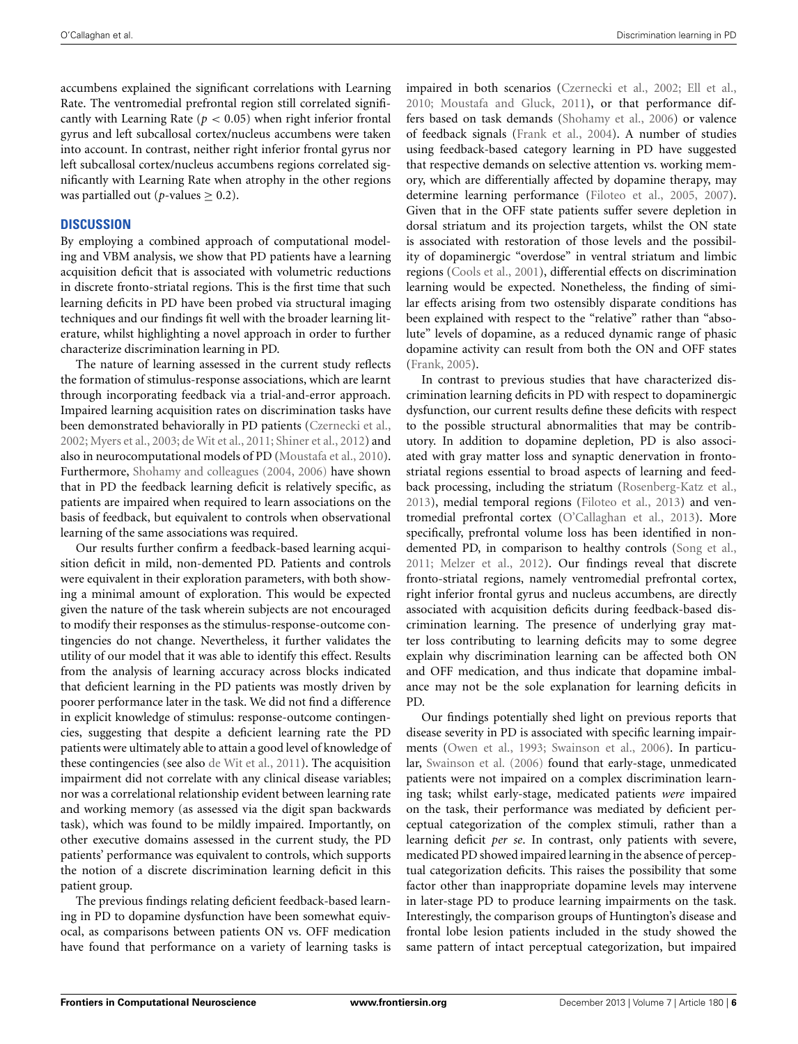accumbens explained the significant correlations with Learning Rate. The ventromedial prefrontal region still correlated significantly with Learning Rate ($p < 0.05$) when right inferior frontal gyrus and left subcallosal cortex/nucleus accumbens were taken into account. In contrast, neither right inferior frontal gyrus nor left subcallosal cortex/nucleus accumbens regions correlated significantly with Learning Rate when atrophy in the other regions was partialled out ($p$-values $\geq 0.2$).

## DISCUSSION

By employing a combined approach of computational modeling and VBM analysis, we show that PD patients have a learning acquisition deficit that is associated with volumetric reductions in discrete fronto-striatal regions. This is the first time that such learning deficits in PD have been probed via structural imaging techniques and our findings fit well with the broader learning literature, whilst highlighting a novel approach in order to further characterize discrimination learning in PD.

The nature of learning assessed in the current study reflects the formation of stimulus-response associations, which are learnt through incorporating feedback via a trial-and-error approach. Impaired learning acquisition rates on discrimination tasks have been demonstrated behaviorally in PD patients (Czernecki et al., 2002; Myers et al., 2003; de Wit et al., 2011; Shiner et al., 2012) and also in neurocomputational models of PD (Moustafa et al., 2010). Furthermore, Shohamy and colleagues (2004, 2006) have shown that in PD the feedback learning deficit is relatively specific, as patients are impaired when required to learn associations on the basis of feedback, but equivalent to controls when observational learning of the same associations was required.

Our results further confirm a feedback-based learning acquisition deficit in mild, non-demented PD. Patients and controls were equivalent in their exploration parameters, with both showing a minimal amount of exploration. This would be expected given the nature of the task wherein subjects are not encouraged to modify their responses as the stimulus-response-outcome contingencies do not change. Nevertheless, it further validates the utility of our model that it was able to identify this effect. Results from the analysis of learning accuracy across blocks indicated that deficient learning in the PD patients was mostly driven by poorer performance later in the task. We did not find a difference in explicit knowledge of stimulus: response-outcome contingencies, suggesting that despite a deficient learning rate the PD patients were ultimately able to attain a good level of knowledge of these contingencies (see also de Wit et al., 2011). The acquisition impairment did not correlate with any clinical disease variables; nor was a correlational relationship evident between learning rate and working memory (as assessed via the digit span backwards task), which was found to be mildly impaired. Importantly, on other executive domains assessed in the current study, the PD patients' performance was equivalent to controls, which supports the notion of a discrete discrimination learning deficit in this patient group.

The previous findings relating deficient feedback-based learning in PD to dopamine dysfunction have been somewhat equivocal, as comparisons between patients ON vs. OFF medication have found that performance on a variety of learning tasks is impaired in both scenarios (Czernecki et al., 2002; Ell et al., 2010; Moustafa and Gluck, 2011), or that performance differs based on task demands (Shohamy et al., 2006) or valence of feedback signals (Frank et al., 2004). A number of studies using feedback-based category learning in PD have suggested that respective demands on selective attention vs. working memory, which are differentially affected by dopamine therapy, may determine learning performance (Filoteo et al., 2005, 2007). Given that in the OFF state patients suffer severe depletion in dorsal striatum and its projection targets, whilst the ON state is associated with restoration of those levels and the possibility of dopaminergic "overdose" in ventral striatum and limbic regions (Cools et al., 2001), differential effects on discrimination learning would be expected. Nonetheless, the finding of similar effects arising from two ostensibly disparate conditions has been explained with respect to the "relative" rather than "absolute" levels of dopamine, as a reduced dynamic range of phasic dopamine activity can result from both the ON and OFF states (Frank, 2005).

In contrast to previous studies that have characterized discrimination learning deficits in PD with respect to dopaminergic dysfunction, our current results define these deficits with respect to the possible structural abnormalities that may be contributory. In addition to dopamine depletion, PD is also associated with gray matter loss and synaptic denervation in frontostriatal regions essential to broad aspects of learning and feedback processing, including the striatum (Rosenberg-Katz et al., 2013), medial temporal regions (Filoteo et al., 2013) and ventromedial prefrontal cortex (O'Callaghan et al., 2013). More specifically, prefrontal volume loss has been identified in non-demented PD, in comparison to healthy controls (Song et al., 2011; Melzer et al., 2012). Our findings reveal that discrete fronto-striatal regions, namely ventromedial prefrontal cortex, right inferior frontal gyrus and nucleus accumbens, are directly associated with acquisition deficits during feedback-based discrimination learning. The presence of underlying gray matter loss contributing to learning deficits may to some degree explain why discrimination learning can be affected both ON and OFF medication, and thus indicate that dopamine imbalance may not be the sole explanation for learning deficits in PD.

Our findings potentially shed light on previous reports that disease severity in PD is associated with specific learning impairments (Owen et al., 1993; Swainson et al., 2006). In particular, Swainson et al. (2006) found that early-stage, unmedicated patients were not impaired on a complex discrimination learning task; whilst early-stage, medicated patients *were* impaired on the task, their performance was mediated by deficient perceptual categorization of the complex stimuli, rather than a learning deficit *per se*. In contrast, only patients with severe, medicated PD showed impaired learning in the absence of perceptual categorization deficits. This raises the possibility that some factor other than inappropriate dopamine levels may intervene in later-stage PD to produce learning impairments on the task. Interestingly, the comparison groups of Huntington's disease and frontal lobe lesion patients included in the study showed the same pattern of intact perceptual categorization, but impaired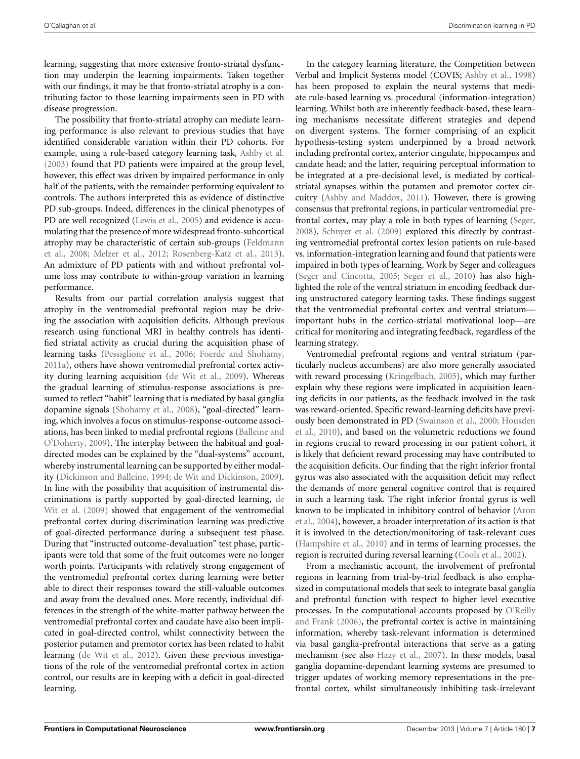learning, suggesting that more extensive fronto-striatal dysfunction may underpin the learning impairments. Taken together with our findings, it may be that fronto-striatal atrophy is a contributing factor to those learning impairments seen in PD with disease progression.

The possibility that fronto-striatal atrophy can mediate learning performance is also relevant to previous studies that have identified considerable variation within their PD cohorts. For example, using a rule-based category learning task, Ashby et al. (2003) found that PD patients were impaired at the group level, however, this effect was driven by impaired performance in only half of the patients, with the remainder performing equivalent to controls. The authors interpreted this as evidence of distinctive PD sub-groups. Indeed, differences in the clinical phenotypes of PD are well recognized (Lewis et al., 2005) and evidence is accumulating that the presence of more widespread fronto-subcortical atrophy may be characteristic of certain sub-groups (Feldmann et al., 2008; Melzer et al., 2012; Rosenberg-Katz et al., 2013). An admixture of PD patients with and without prefrontal volume loss may contribute to within-group variation in learning performance.

Results from our partial correlation analysis suggest that atrophy in the ventromedial prefrontal region may be driving the association with acquisition deficits. Although previous research using functional MRI in healthy controls has identified striatal activity as crucial during the acquisition phase of learning tasks (Pessiglione et al., 2006; Foerde and Shohamy, 2011a), others have shown ventromedial prefrontal cortex activity during learning acquisition (de Wit et al., 2009). Whereas the gradual learning of stimulus-response associations is presumed to reflect "habit" learning that is mediated by basal ganglia dopamine signals (Shohamy et al., 2008), "goal-directed" learning, which involves a focus on stimulus-response-outcome associations, has been linked to medial prefrontal regions (Balleine and O'Doherty, 2009). The interplay between the habitual and goal-directed modes can be explained by the "dual-systems" account, whereby instrumental learning can be supported by either modality (Dickinson and Balleine, 1994; de Wit and Dickinson, 2009). In line with the possibility that acquisition of instrumental discriminations is partly supported by goal-directed learning, de Wit et al. (2009) showed that engagement of the ventromedial prefrontal cortex during discrimination learning was predictive of goal-directed performance during a subsequent test phase. During that "instructed outcome-devaluation" test phase, participants were told that some of the fruit outcomes were no longer worth points. Participants with relatively strong engagement of the ventromedial prefrontal cortex during learning were better able to direct their responses toward the still-valuable outcomes and away from the devalued ones. More recently, individual differences in the strength of the white-matter pathway between the ventromedial prefrontal cortex and caudate have also been implicated in goal-directed control, whilst connectivity between the posterior putamen and premotor cortex has been related to habit learning (de Wit et al., 2012). Given these previous investigations of the role of the ventromedial prefrontal cortex in action control, our results are in keeping with a deficit in goal-directed learning.

In the category learning literature, the Competition between Verbal and Implicit Systems model (COVIS; Ashby et al., 1998) has been proposed to explain the neural systems that mediate rule-based learning vs. procedural (information-integration) learning. Whilst both are inherently feedback-based, these learning mechanisms necessitate different strategies and depend on divergent systems. The former comprising of an explicit hypothesis-testing system underpinned by a broad network including prefrontal cortex, anterior cingulate, hippocampus and caudate head; and the latter, requiring perceptual information to be integrated at a pre-decisional level, is mediated by cortical-striatal synapses within the putamen and premotor cortex circuitry (Ashby and Maddox, 2011). However, there is growing consensus that prefrontal regions, in particular ventromedial prefrontal cortex, may play a role in both types of learning (Seger, 2008). Schnyer et al. (2009) explored this directly by contrasting ventromedial prefrontal cortex lesion patients on rule-based vs. information-integration learning and found that patients were impaired in both types of learning. Work by Seger and colleagues (Seger and Cincotta, 2005; Seger et al., 2010) has also highlighted the role of the ventral striatum in encoding feedback during unstructured category learning tasks. These findings suggest that the ventromedial prefrontal cortex and ventral striatum—important hubs in the cortico-striatal motivational loop—are critical for monitoring and integrating feedback, regardless of the learning strategy.

Ventromedial prefrontal regions and ventral striatum (particularly nucleus accumbens) are also more generally associated with reward processing (Kringelbach, 2005), which may further explain why these regions were implicated in acquisition learning deficits in our patients, as the feedback involved in the task was reward-oriented. Specific reward-learning deficits have previously been demonstrated in PD (Swainson et al., 2000; Housden et al., 2010), and based on the volumetric reductions we found in regions crucial to reward processing in our patient cohort, it is likely that deficient reward processing may have contributed to the acquisition deficits. Our finding that the right inferior frontal gyrus was also associated with the acquisition deficit may reflect the demands of more general cognitive control that is required in such a learning task. The right inferior frontal gyrus is well known to be implicated in inhibitory control of behavior (Aron et al., 2004), however, a broader interpretation of its action is that it is involved in the detection/monitoring of task-relevant cues (Hampshire et al., 2010) and in terms of learning processes, the region is recruited during reversal learning (Cools et al., 2002).

From a mechanistic account, the involvement of prefrontal regions in learning from trial-by-trial feedback is also emphasized in computational models that seek to integrate basal ganglia and prefrontal function with respect to higher level executive processes. In the computational accounts proposed by O'Reilly and Frank (2006), the prefrontal cortex is active in maintaining information, whereby task-relevant information is determined via basal ganglia-prefrontal interactions that serve as a gating mechanism (see also Hazy et al., 2007). In these models, basal ganglia dopamine-dependant learning systems are presumed to trigger updates of working memory representations in the prefrontal cortex, whilst simultaneously inhibiting task-irrelevant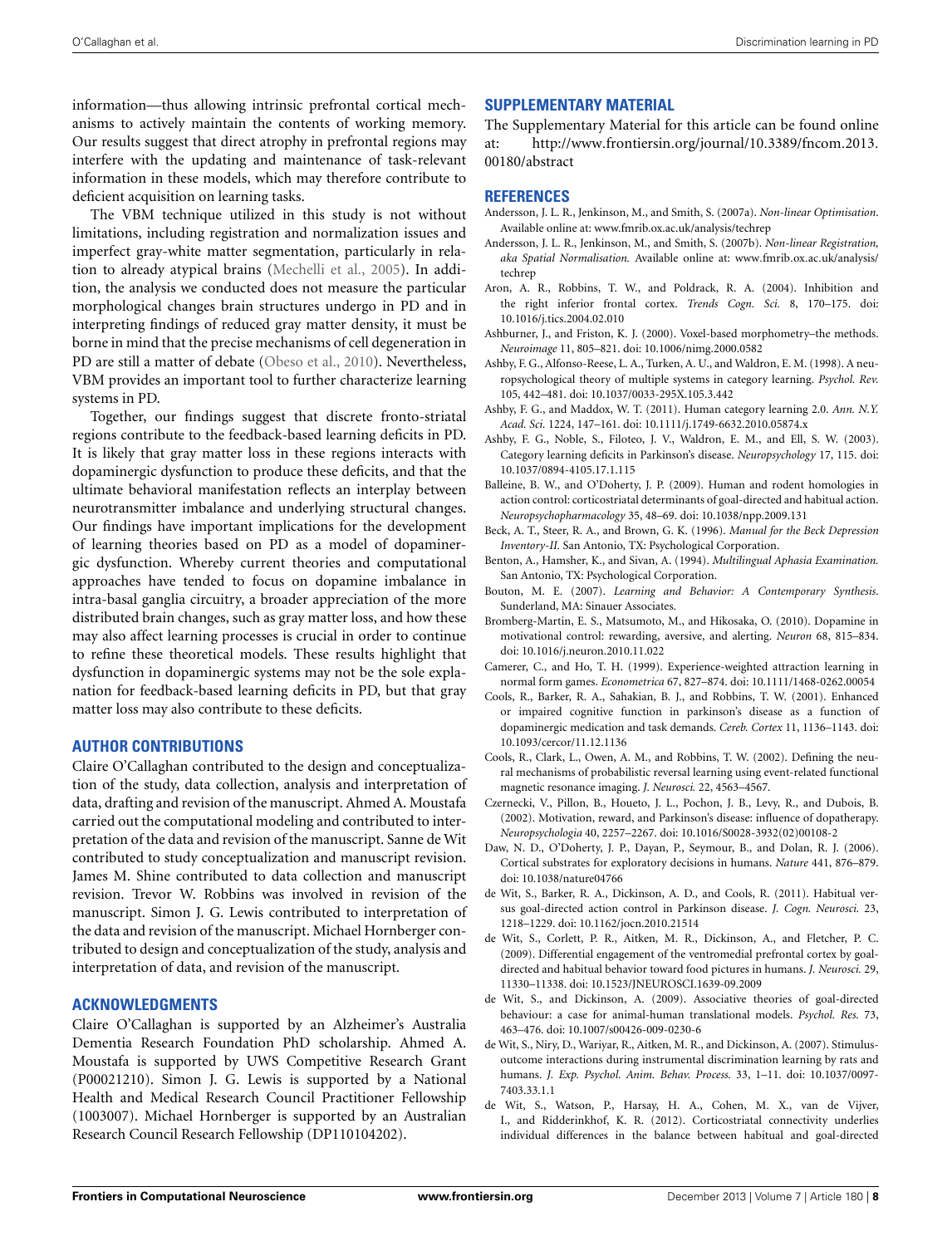information—thus allowing intrinsic prefrontal cortical mechanisms to actively maintain the contents of working memory. Our results suggest that direct atrophy in prefrontal regions may interfere with the updating and maintenance of task-relevant information in these models, which may therefore contribute to deficient acquisition on learning tasks.

The VBM technique utilized in this study is not without limitations, including registration and normalization issues and imperfect gray-white matter segmentation, particularly in relation to already atypical brains (Mechelli et al., 2005). In addition, the analysis we conducted does not measure the particular morphological changes brain structures undergo in PD and in interpreting findings of reduced gray matter density, it must be borne in mind that the precise mechanisms of cell degeneration in PD are still a matter of debate (Obeso et al., 2010). Nevertheless, VBM provides an important tool to further characterize learning systems in PD.

Together, our findings suggest that discrete fronto-striatal regions contribute to the feedback-based learning deficits in PD. It is likely that gray matter loss in these regions interacts with dopaminergic dysfunction to produce these deficits, and that the ultimate behavioral manifestation reflects an interplay between neurotransmitter imbalance and underlying structural changes. Our findings have important implications for the development of learning theories based on PD as a model of dopaminergic dysfunction. Whereby current theories and computational approaches have tended to focus on dopamine imbalance in intra-basal ganglia circuitry, a broader appreciation of the more distributed brain changes, such as gray matter loss, and how these may also affect learning processes is crucial in order to continue to refine these theoretical models. These results highlight that dysfunction in dopaminergic systems may not be the sole explanation for feedback-based learning deficits in PD, but that gray matter loss may also contribute to these deficits.

## AUTHOR CONTRIBUTIONS

Claire O'Callaghan contributed to the design and conceptualization of the study, data collection, analysis and interpretation of data, drafting and revision of the manuscript. Ahmed A. Moustafa carried out the computational modeling and contributed to interpretation of the data and revision of the manuscript. Sanne de Wit contributed to study conceptualization and manuscript revision. James M. Shine contributed to data collection and manuscript revision. Trevor W. Robbins was involved in revision of the manuscript. Simon J. G. Lewis contributed to interpretation of the data and revision of the manuscript. Michael Hornberger contributed to design and conceptualization of the study, analysis and interpretation of data, and revision of the manuscript.

## ACKNOWLEDGMENTS

Claire O'Callaghan is supported by an Alzheimer's Australia Dementia Research Foundation PhD scholarship. Ahmed A. Moustafa is supported by UWS Competitive Research Grant (P00021210). Simon J. G. Lewis is supported by a National Health and Medical Research Council Practitioner Fellowship (1003007). Michael Hornberger is supported by an Australian Research Council Research Fellowship (DP110104202).

## SUPPLEMENTARY MATERIAL

The Supplementary Material for this article can be found online at: http://www.frontiersin.org/journal/10.3389/fncom.2013.00180/abstract

## REFERENCES

Andersson, J. L. R., Jenkinson, M., and Smith, S. (2007a). *Non-linear Optimisation*. Available online at: www.fmrib.ox.ac.uk/analysis/techrep

Andersson, J. L. R., Jenkinson, M., and Smith, S. (2007b). *Non-linear Registration, aka Spatial Normalisation.* Available online at: www.fmrib.ox.ac.uk/analysis/techrep

Aron, A. R., Robbins, T. W., and Poldrack, R. A. (2004). Inhibition and the right inferior frontal cortex. *Trends Cogn. Sci.* 8, 170–175. doi: 10.1016/j.tics.2004.02.010

Ashburner, J., and Friston, K. J. (2000). Voxel-based morphometry–the methods. *Neuroimage* 11, 805–821. doi: 10.1006/nimg.2000.0582

Ashby, F. G., Alfonso-Reese, L. A., Turken, A. U., and Waldron, E. M. (1998). A neuropsychological theory of multiple systems in category learning. *Psychol. Rev.* 105, 442–481. doi: 10.1037/0033-295X.105.3.442

Ashby, F. G., and Maddox, W. T. (2011). Human category learning 2.0. *Ann. N.Y. Acad. Sci.* 1224, 147–161. doi: 10.1111/j.1749-6632.2010.05874.x

Ashby, F. G., Noble, S., Filoteo, J. V., Waldron, E. M., and Ell, S. W. (2003). Category learning deficits in Parkinson's disease. *Neuropsychology* 17, 115. doi: 10.1037/0894-4105.17.1.115

Balleine, B. W., and O'Doherty, J. P. (2009). Human and rodent homologies in action control: corticostriatal determinants of goal-directed and habitual action. *Neuropsychopharmacology* 35, 48–69. doi: 10.1038/npp.2009.131

Beck, A. T., Steer, R. A., and Brown, G. K. (1996). *Manual for the Beck Depression Inventory-II.* San Antonio, TX: Psychological Corporation.

Benton, A., Hamsher, K., and Sivan, A. (1994). *Multilingual Aphasia Examination.* San Antonio, TX: Psychological Corporation.

Bouton, M. E. (2007). *Learning and Behavior: A Contemporary Synthesis*. Sunderland, MA: Sinauer Associates.

Bromberg-Martin, E. S., Matsumoto, M., and Hikosaka, O. (2010). Dopamine in motivational control: rewarding, aversive, and alerting. *Neuron* 68, 815–834. doi: 10.1016/j.neuron.2010.11.022

Camerer, C., and Ho, T. H. (1999). Experience-weighted attraction learning in normal form games. *Econometrica* 67, 827–874. doi: 10.1111/1468-0262.00054

Cools, R., Barker, R. A., Sahakian, B. J., and Robbins, T. W. (2001). Enhanced or impaired cognitive function in parkinson's disease as a function of dopaminergic medication and task demands. *Cereb. Cortex* 11, 1136–1143. doi: 10.1093/cercor/11.12.1136

Cools, R., Clark, L., Owen, A. M., and Robbins, T. W. (2002). Defining the neural mechanisms of probabilistic reversal learning using event-related functional magnetic resonance imaging. *J. Neurosci.* 22, 4563–4567.

Czernecki, V., Pillon, B., Houeto, J. L., Pochon, J. B., Levy, R., and Dubois, B. (2002). Motivation, reward, and Parkinson's disease: influence of dopatherapy. *Neuropsychologia* 40, 2257–2267. doi: 10.1016/S0028-3932(02)00108-2

Daw, N. D., O'Doherty, J. P., Dayan, P., Seymour, B., and Dolan, R. J. (2006). Cortical substrates for exploratory decisions in humans. *Nature* 441, 876–879. doi: 10.1038/nature04766

de Wit, S., Barker, R. A., Dickinson, A. D., and Cools, R. (2011). Habitual versus goal-directed action control in Parkinson disease. *J. Cogn. Neurosci.* 23, 1218–1229. doi: 10.1162/jocn.2010.21514

de Wit, S., Corlett, P. R., Aitken, M. R., Dickinson, A., and Fletcher, P. C. (2009). Differential engagement of the ventromedial prefrontal cortex by goal-directed and habitual behavior toward food pictures in humans. *J. Neurosci.* 29, 11330–11338. doi: 10.1523/JNEUROSCI.1639-09.2009

de Wit, S., and Dickinson, A. (2009). Associative theories of goal-directed behaviour: a case for animal-human translational models. *Psychol. Res.* 73, 463–476. doi: 10.1007/s00426-009-0230-6

de Wit, S., Niry, D., Wariyar, R., Aitken, M. R., and Dickinson, A. (2007). Stimulus-outcome interactions during instrumental discrimination learning by rats and humans. *J. Exp. Psychol. Anim. Behav. Process.* 33, 1–11. doi: 10.1037/0097-7403.33.1.1

de Wit, S., Watson, P., Harsay, H. A., Cohen, M. X., van de Vijver, I., and Ridderinkhof, K. R. (2012). Corticostriatal connectivity underlies individual differences in the balance between habitual and goal-directed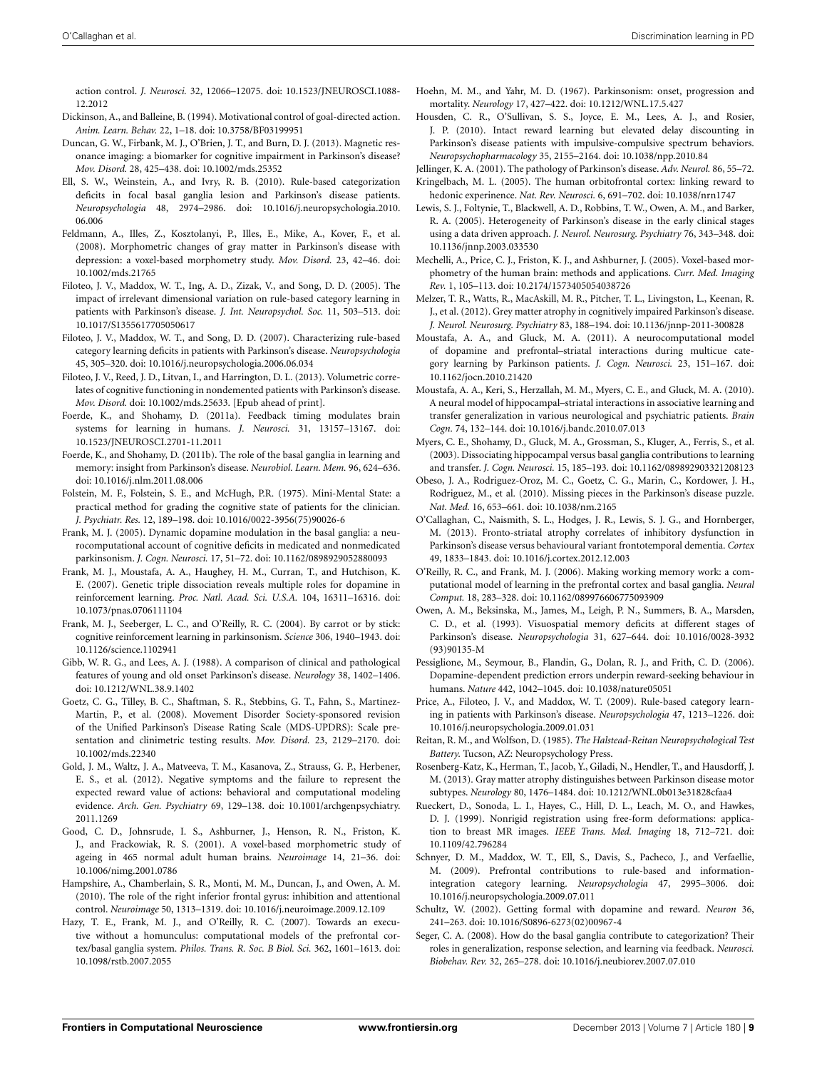action control. *J. Neurosci.* 32, 12066–12075. doi: 10.1523/JNEUROSCI.1088-12.2012

Dickinson, A., and Balleine, B. (1994). Motivational control of goal-directed action. *Anim. Learn. Behav.* 22, 1–18. doi: 10.3758/BF03199951

Duncan, G. W., Firbank, M. J., O'Brien, J. T., and Burn, D. J. (2013). Magnetic resonance imaging: a biomarker for cognitive impairment in Parkinson's disease? *Mov. Disord.* 28, 425–438. doi: 10.1002/mds.25352

Ell, S. W., Weinstein, A., and Ivry, R. B. (2010). Rule-based categorization deficits in focal basal ganglia lesion and Parkinson's disease patients. *Neuropsychologia* 48, 2974–2986. doi: 10.1016/j.neuropsychologia.2010.06.006

Feldmann, A., Illes, Z., Kosztolanyi, P., Illes, E., Mike, A., Kover, F., et al. (2008). Morphometric changes of gray matter in Parkinson's disease with depression: a voxel-based morphometry study. *Mov. Disord.* 23, 42–46. doi: 10.1002/mds.21765

Filoteo, J. V., Maddox, W. T., Ing, A. D., Zizak, V., and Song, D. D. (2005). The impact of irrelevant dimensional variation on rule-based category learning in patients with Parkinson's disease. *J. Int. Neuropsychol. Soc.* 11, 503–513. doi: 10.1017/S1355617705050617

Filoteo, J. V., Maddox, W. T., and Song, D. D. (2007). Characterizing rule-based category learning deficits in patients with Parkinson's disease. *Neuropsychologia* 45, 305–320. doi: 10.1016/j.neuropsychologia.2006.06.034

Filoteo, J. V., Reed, J. D., Litvan, I., and Harrington, D. L. (2013). Volumetric correlates of cognitive functioning in nondemented patients with Parkinson's disease. *Mov. Disord.* doi: 10.1002/mds.25633. [Epub ahead of print].

Foerde, K., and Shohamy, D. (2011a). Feedback timing modulates brain systems for learning in humans. *J. Neurosci.* 31, 13157–13167. doi: 10.1523/JNEUROSCI.2701-11.2011

Foerde, K., and Shohamy, D. (2011b). The role of the basal ganglia in learning and memory: insight from Parkinson's disease. *Neurobiol. Learn. Mem.* 96, 624–636. doi: 10.1016/j.nlm.2011.08.006

Folstein, M. F., Folstein, S. E., and McHugh, P.R. (1975). Mini-Mental State: a practical method for grading the cognitive state of patients for the clinician. *J. Psychiatr. Res.* 12, 189–198. doi: 10.1016/0022-3956(75)90026-6

Frank, M. J. (2005). Dynamic dopamine modulation in the basal ganglia: a neurocomputational account of cognitive deficits in medicated and nonmedicated parkinsonism. *J. Cogn. Neurosci.* 17, 51–72. doi: 10.1162/0898929052880093

Frank, M. J., Moustafa, A. A., Haughey, H. M., Curran, T., and Hutchison, K. E. (2007). Genetic triple dissociation reveals multiple roles for dopamine in reinforcement learning. *Proc. Natl. Acad. Sci. U.S.A.* 104, 16311–16316. doi: 10.1073/pnas.0706111104

Frank, M. J., Seeberger, L. C., and O'Reilly, R. C. (2004). By carrot or by stick: cognitive reinforcement learning in parkinsonism. *Science* 306, 1940–1943. doi: 10.1126/science.1102941

Gibb, W. R. G., and Lees, A. J. (1988). A comparison of clinical and pathological features of young and old onset Parkinson's disease. *Neurology* 38, 1402–1406. doi: 10.1212/WNL.38.9.1402

Goetz, C. G., Tilley, B. C., Shaftman, S. R., Stebbins, G. T., Fahn, S., Martinez-Martin, P., et al. (2008). Movement Disorder Society-sponsored revision of the Unified Parkinson's Disease Rating Scale (MDS-UPDRS): Scale presentation and clinimetric testing results. *Mov. Disord.* 23, 2129–2170. doi: 10.1002/mds.22340

Gold, J. M., Waltz, J. A., Matveeva, T. M., Kasanova, Z., Strauss, G. P., Herbener, E. S., et al. (2012). Negative symptoms and the failure to represent the expected reward value of actions: behavioral and computational modeling evidence. *Arch. Gen. Psychiatry* 69, 129–138. doi: 10.1001/archgenpsychiatry.2011.1269

Good, C. D., Johnsrude, I. S., Ashburner, J., Henson, R. N., Friston, K. J., and Frackowiak, R. S. (2001). A voxel-based morphometric study of ageing in 465 normal adult human brains. *Neuroimage* 14, 21–36. doi: 10.1006/nimg.2001.0786

Hampshire, A., Chamberlain, S. R., Monti, M. M., Duncan, J., and Owen, A. M. (2010). The role of the right inferior frontal gyrus: inhibition and attentional control. *Neuroimage* 50, 1313–1319. doi: 10.1016/j.neuroimage.2009.12.109

Hazy, T. E., Frank, M. J., and O'Reilly, R. C. (2007). Towards an executive without a homunculus: computational models of the prefrontal cortex/basal ganglia system. *Philos. Trans. R. Soc. B Biol. Sci.* 362, 1601–1613. doi: 10.1098/rstb.2007.2055

Hoehn, M. M., and Yahr, M. D. (1967). Parkinsonism: onset, progression and mortality. *Neurology* 17, 427–422. doi: 10.1212/WNL.17.5.427

Housden, C. R., O'Sullivan, S. S., Joyce, E. M., Lees, A. J., and Rosier, J. P. (2010). Intact reward learning but elevated delay discounting in Parkinson's disease patients with impulsive-compulsive spectrum behaviors. *Neuropsychopharmacology* 35, 2155–2164. doi: 10.1038/npp.2010.84

Jellinger, K. A. (2001). The pathology of Parkinson's disease. *Adv. Neurol.* 86, 55–72.

Kringelbach, M. L. (2005). The human orbitofrontal cortex: linking reward to hedonic experience. *Nat. Rev. Neurosci.* 6, 691–702. doi: 10.1038/nrn1747

Lewis, S. J., Foltynie, T., Blackwell, A. D., Robbins, T. W., Owen, A. M., and Barker, R. A. (2005). Heterogeneity of Parkinson's disease in the early clinical stages using a data driven approach. *J. Neurol. Neurosurg. Psychiatry* 76, 343–348. doi: 10.1136/jnnp.2003.033530

Mechelli, A., Price, C. J., Friston, K. J., and Ashburner, J. (2005). Voxel-based morphometry of the human brain: methods and applications. *Curr. Med. Imaging Rev.* 1, 105–113. doi: 10.2174/1573405054038726

Melzer, T. R., Watts, R., MacAskill, M. R., Pitcher, T. L., Livingston, L., Keenan, R. J., et al. (2012). Grey matter atrophy in cognitively impaired Parkinson's disease. *J. Neurol. Neurosurg. Psychiatry* 83, 188–194. doi: 10.1136/jnnp-2011-300828

Moustafa, A. A., and Gluck, M. A. (2011). A neurocomputational model of dopamine and prefrontal–striatal interactions during multicue category learning by Parkinson patients. *J. Cogn. Neurosci.* 23, 151–167. doi: 10.1162/jocn.2010.21420

Moustafa, A. A., Keri, S., Herzallah, M. M., Myers, C. E., and Gluck, M. A. (2010). A neural model of hippocampal–striatal interactions in associative learning and transfer generalization in various neurological and psychiatric patients. *Brain Cogn.* 74, 132–144. doi: 10.1016/j.bandc.2010.07.013

Myers, C. E., Shohamy, D., Gluck, M. A., Grossman, S., Kluger, A., Ferris, S., et al. (2003). Dissociating hippocampal versus basal ganglia contributions to learning and transfer. *J. Cogn. Neurosci.* 15, 185–193. doi: 10.1162/089892903321208123

Obeso, J. A., Rodriguez-Oroz, M. C., Goetz, C. G., Marin, C., Kordower, J. H., Rodriguez, M., et al. (2010). Missing pieces in the Parkinson's disease puzzle. *Nat. Med.* 16, 653–661. doi: 10.1038/nm.2165

O'Callaghan, C., Naismith, S. L., Hodges, J. R., Lewis, S. J. G., and Hornberger, M. (2013). Fronto-striatal atrophy correlates of inhibitory dysfunction in Parkinson's disease versus behavioural variant frontotemporal dementia. *Cortex* 49, 1833–1843. doi: 10.1016/j.cortex.2012.12.003

O'Reilly, R. C., and Frank, M. J. (2006). Making working memory work: a computational model of learning in the prefrontal cortex and basal ganglia. *Neural Comput.* 18, 283–328. doi: 10.1162/089976606775093909

Owen, A. M., Beksinska, M., James, M., Leigh, P. N., Summers, B. A., Marsden, C. D., et al. (1993). Visuospatial memory deficits at different stages of Parkinson's disease. *Neuropsychologia* 31, 627–644. doi: 10.1016/0028-3932(93)90135-M

Pessiglione, M., Seymour, B., Flandin, G., Dolan, R. J., and Frith, C. D. (2006). Dopamine-dependent prediction errors underpin reward-seeking behaviour in humans. *Nature* 442, 1042–1045. doi: 10.1038/nature05051

Price, A., Filoteo, J. V., and Maddox, W. T. (2009). Rule-based category learning in patients with Parkinson's disease. *Neuropsychologia* 47, 1213–1226. doi: 10.1016/j.neuropsychologia.2009.01.031

Reitan, R. M., and Wolfson, D. (1985). *The Halstead-Reitan Neuropsychological Test Battery.* Tucson, AZ: Neuropsychology Press.

Rosenberg-Katz, K., Herman, T., Jacob, Y., Giladi, N., Hendler, T., and Hausdorff, J. M. (2013). Gray matter atrophy distinguishes between Parkinson disease motor subtypes. *Neurology* 80, 1476–1484. doi: 10.1212/WNL.0b013e31828cfaa4

Rueckert, D., Sonoda, L. I., Hayes, C., Hill, D. L., Leach, M. O., and Hawkes, D. J. (1999). Nonrigid registration using free-form deformations: application to breast MR images. *IEEE Trans. Med. Imaging* 18, 712–721. doi: 10.1109/42.796284

Schnyer, D. M., Maddox, W. T., Ell, S., Davis, S., Pacheco, J., and Verfaellie, M. (2009). Prefrontal contributions to rule-based and information-integration category learning. *Neuropsychologia* 47, 2995–3006. doi: 10.1016/j.neuropsychologia.2009.07.011

Schultz, W. (2002). Getting formal with dopamine and reward. *Neuron* 36, 241–263. doi: 10.1016/S0896-6273(02)00967-4

Seger, C. A. (2008). How do the basal ganglia contribute to categorization? Their roles in generalization, response selection, and learning via feedback. *Neurosci. Biobehav. Rev.* 32, 265–278. doi: 10.1016/j.neubiorev.2007.07.010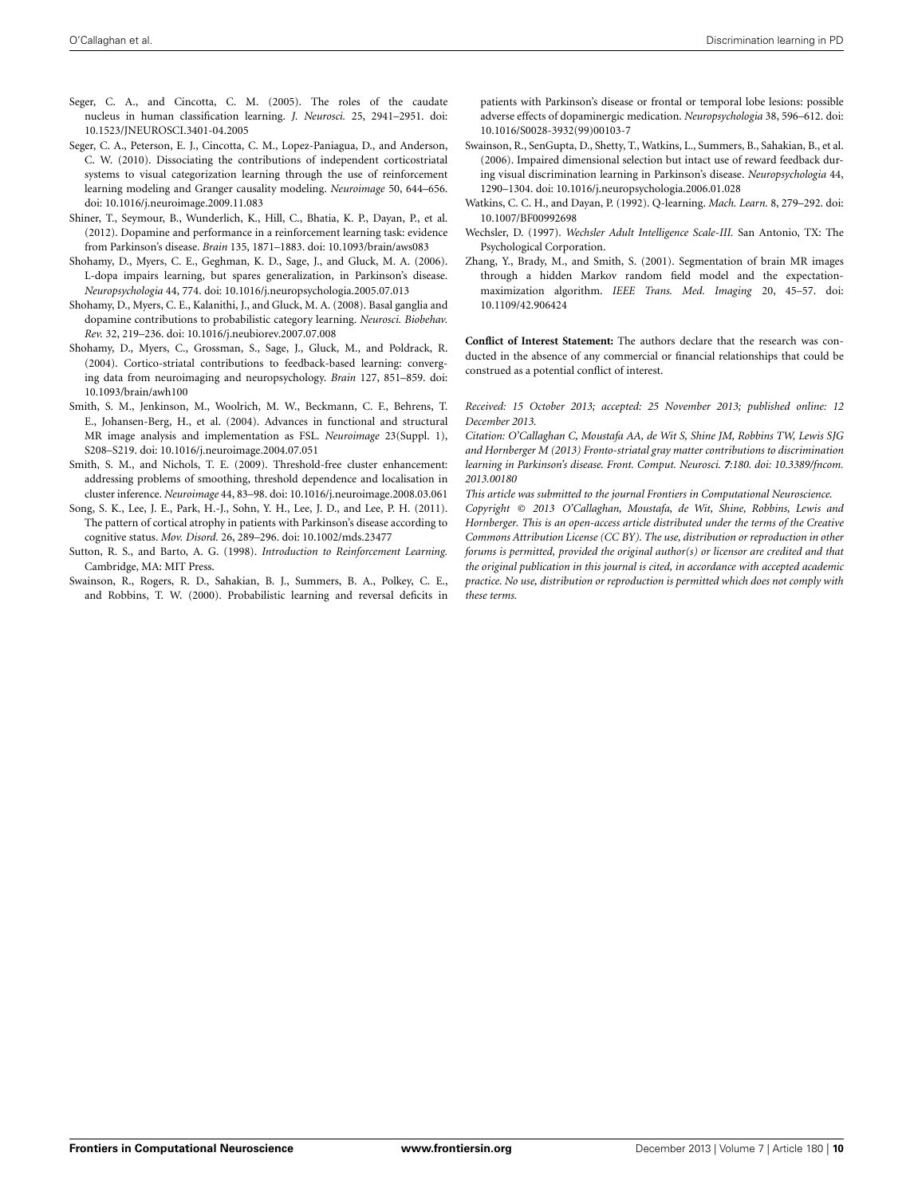Seger, C. A., and Cincotta, C. M. (2005). The roles of the caudate nucleus in human classification learning. *J. Neurosci.* 25, 2941–2951. doi: 10.1523/JNEUROSCI.3401-04.2005

Seger, C. A., Peterson, E. J., Cincotta, C. M., Lopez-Paniagua, D., and Anderson, C. W. (2010). Dissociating the contributions of independent corticostriatal systems to visual categorization learning through the use of reinforcement learning modeling and Granger causality modeling. *Neuroimage* 50, 644–656. doi: 10.1016/j.neuroimage.2009.11.083

Shiner, T., Seymour, B., Wunderlich, K., Hill, C., Bhatia, K. P., Dayan, P., et al. (2012). Dopamine and performance in a reinforcement learning task: evidence from Parkinson's disease. *Brain* 135, 1871–1883. doi: 10.1093/brain/aws083

Shohamy, D., Myers, C. E., Geghman, K. D., Sage, J., and Gluck, M. A. (2006). L-dopa impairs learning, but spares generalization, in Parkinson's disease. *Neuropsychologia* 44, 774. doi: 10.1016/j.neuropsychologia.2005.07.013

Shohamy, D., Myers, C. E., Kalanithi, J., and Gluck, M. A. (2008). Basal ganglia and dopamine contributions to probabilistic category learning. *Neurosci. Biobehav. Rev.* 32, 219–236. doi: 10.1016/j.neubiorev.2007.07.008

Shohamy, D., Myers, C., Grossman, S., Sage, J., Gluck, M., and Poldrack, R. (2004). Cortico-striatal contributions to feedback-based learning: converging data from neuroimaging and neuropsychology. *Brain* 127, 851–859. doi: 10.1093/brain/awh100

Smith, S. M., Jenkinson, M., Woolrich, M. W., Beckmann, C. F., Behrens, T. E., Johansen-Berg, H., et al. (2004). Advances in functional and structural MR image analysis and implementation as FSL. *Neuroimage* 23(Suppl. 1), S208–S219. doi: 10.1016/j.neuroimage.2004.07.051

Smith, S. M., and Nichols, T. E. (2009). Threshold-free cluster enhancement: addressing problems of smoothing, threshold dependence and localisation in cluster inference. *Neuroimage* 44, 83–98. doi: 10.1016/j.neuroimage.2008.03.061

Song, S. K., Lee, J. E., Park, H.-J., Sohn, Y. H., Lee, J. D., and Lee, P. H. (2011). The pattern of cortical atrophy in patients with Parkinson's disease according to cognitive status. *Mov. Disord.* 26, 289–296. doi: 10.1002/mds.23477

Sutton, R. S., and Barto, A. G. (1998). *Introduction to Reinforcement Learning.* Cambridge, MA: MIT Press.

Swainson, R., Rogers, R. D., Sahakian, B. J., Summers, B. A., Polkey, C. E., and Robbins, T. W. (2000). Probabilistic learning and reversal deficits in patients with Parkinson's disease or frontal or temporal lobe lesions: possible adverse effects of dopaminergic medication. *Neuropsychologia* 38, 596–612. doi: 10.1016/S0028-3932(99)00103-7

Swainson, R., SenGupta, D., Shetty, T., Watkins, L., Summers, B., Sahakian, B., et al. (2006). Impaired dimensional selection but intact use of reward feedback during visual discrimination learning in Parkinson's disease. *Neuropsychologia* 44, 1290–1304. doi: 10.1016/j.neuropsychologia.2006.01.028

Watkins, C. C. H., and Dayan, P. (1992). Q-learning. *Mach. Learn.* 8, 279–292. doi: 10.1007/BF00992698

Wechsler, D. (1997). *Wechsler Adult Intelligence Scale-III.* San Antonio, TX: The Psychological Corporation.

Zhang, Y., Brady, M., and Smith, S. (2001). Segmentation of brain MR images through a hidden Markov random field model and the expectation-maximization algorithm. *IEEE Trans. Med. Imaging* 20, 45–57. doi: 10.1109/42.906424

**Conflict of Interest Statement:** The authors declare that the research was conducted in the absence of any commercial or financial relationships that could be construed as a potential conflict of interest.

*Received: 15 October 2013; accepted: 25 November 2013; published online: 12 December 2013.*

*Citation: O'Callaghan C, Moustafa AA, de Wit S, Shine JM, Robbins TW, Lewis SJG and Hornberger M (2013) Fronto-striatal gray matter contributions to discrimination learning in Parkinson's disease. Front. Comput. Neurosci.* ***7****:180. doi: 10.3389/fncom.2013.00180*

*This article was submitted to the journal Frontiers in Computational Neuroscience.*

*Copyright © 2013 O'Callaghan, Moustafa, de Wit, Shine, Robbins, Lewis and Hornberger. This is an open-access article distributed under the terms of the Creative Commons Attribution License (CC BY). The use, distribution or reproduction in other forums is permitted, provided the original author(s) or licensor are credited and that the original publication in this journal is cited, in accordance with accepted academic practice. No use, distribution or reproduction is permitted which does not comply with these terms.*